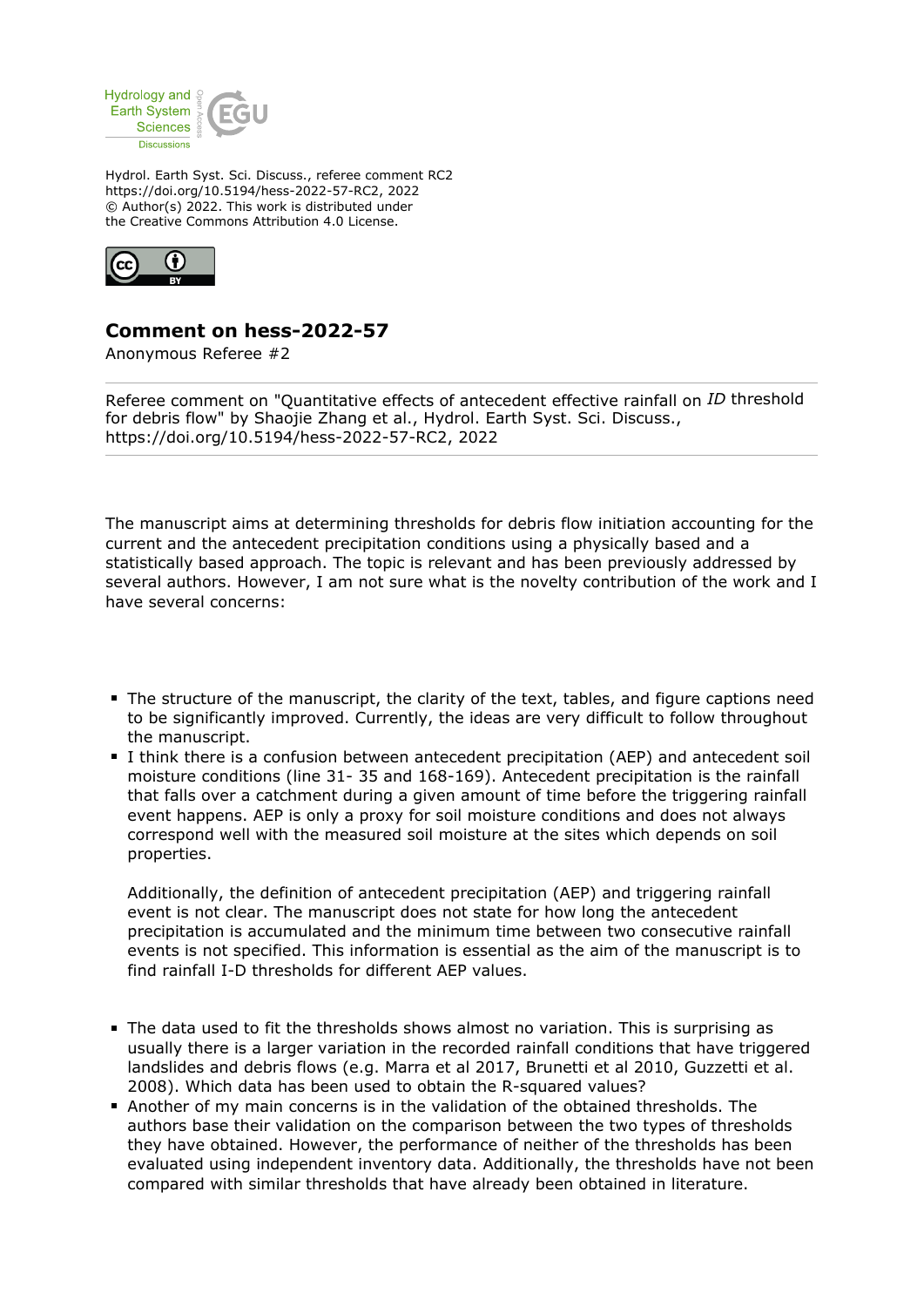Hydrol. Earth Syst. Sci. Discuss., referee comment RC2
https://doi.org/10.5194/hess-2022-57-RC2, 2022
© Author(s) 2022. This work is distributed under
the Creative Commons Attribution 4.0 License.

## Comment on hess-2022-57

Anonymous Referee #2

Referee comment on "Quantitative effects of antecedent effective rainfall on *ID* threshold for debris flow" by Shaojie Zhang et al., Hydrol. Earth Syst. Sci. Discuss., https://doi.org/10.5194/hess-2022-57-RC2, 2022

The manuscript aims at determining thresholds for debris flow initiation accounting for the current and the antecedent precipitation conditions using a physically based and a statistically based approach. The topic is relevant and has been previously addressed by several authors. However, I am not sure what is the novelty contribution of the work and I have several concerns:

- The structure of the manuscript, the clarity of the text, tables, and figure captions need to be significantly improved. Currently, the ideas are very difficult to follow throughout the manuscript.
- I think there is a confusion between antecedent precipitation (AEP) and antecedent soil moisture conditions (line 31- 35 and 168-169). Antecedent precipitation is the rainfall that falls over a catchment during a given amount of time before the triggering rainfall event happens. AEP is only a proxy for soil moisture conditions and does not always correspond well with the measured soil moisture at the sites which depends on soil properties.

  Additionally, the definition of antecedent precipitation (AEP) and triggering rainfall event is not clear. The manuscript does not state for how long the antecedent precipitation is accumulated and the minimum time between two consecutive rainfall events is not specified. This information is essential as the aim of the manuscript is to find rainfall I-D thresholds for different AEP values.

- The data used to fit the thresholds shows almost no variation. This is surprising as usually there is a larger variation in the recorded rainfall conditions that have triggered landslides and debris flows (e.g. Marra et al 2017, Brunetti et al 2010, Guzzetti et al. 2008). Which data has been used to obtain the R-squared values?
- Another of my main concerns is in the validation of the obtained thresholds. The authors base their validation on the comparison between the two types of thresholds they have obtained. However, the performance of neither of the thresholds has been evaluated using independent inventory data. Additionally, the thresholds have not been compared with similar thresholds that have already been obtained in literature.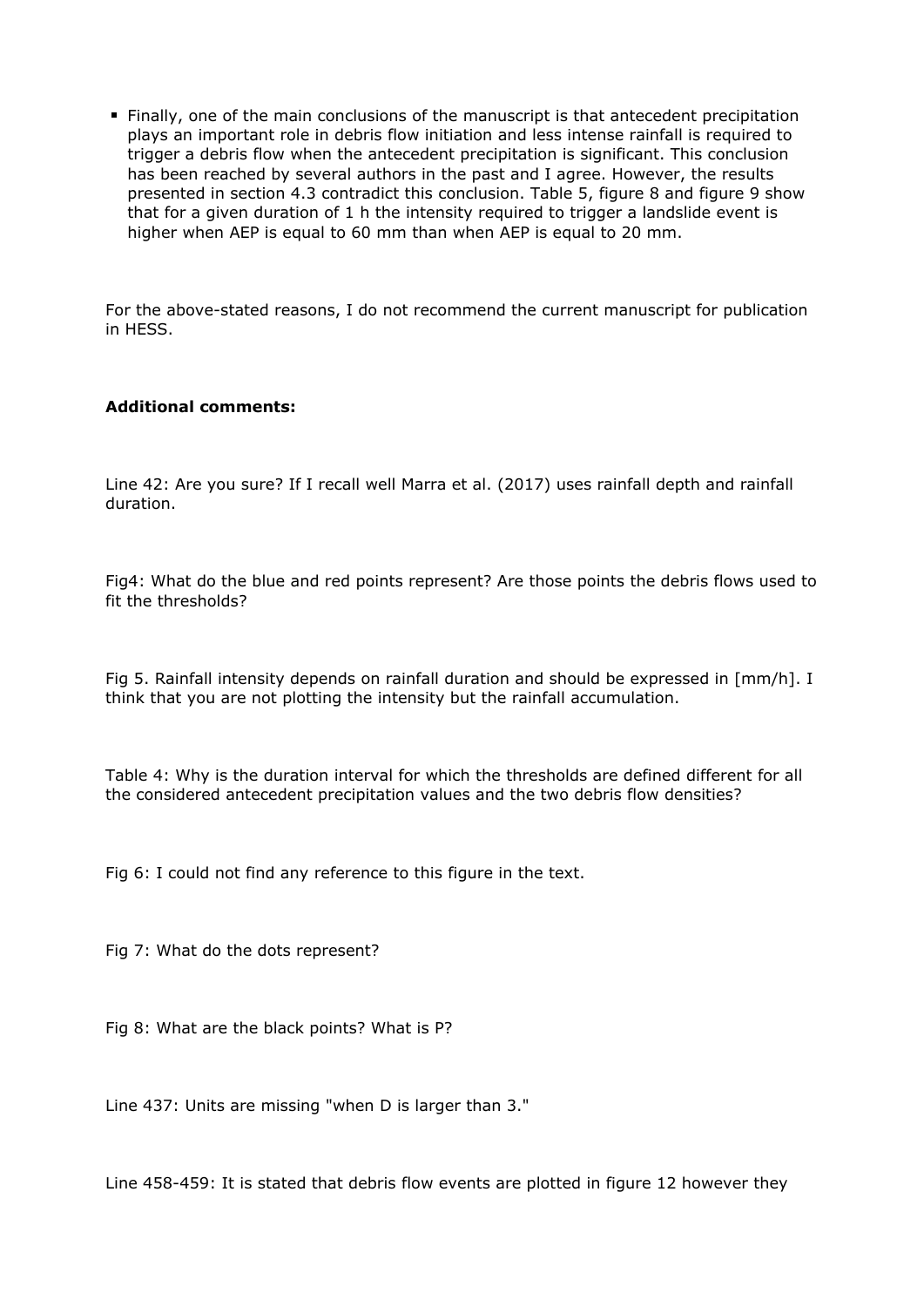- Finally, one of the main conclusions of the manuscript is that antecedent precipitation plays an important role in debris flow initiation and less intense rainfall is required to trigger a debris flow when the antecedent precipitation is significant. This conclusion has been reached by several authors in the past and I agree. However, the results presented in section 4.3 contradict this conclusion. Table 5, figure 8 and figure 9 show that for a given duration of 1 h the intensity required to trigger a landslide event is higher when AEP is equal to 60 mm than when AEP is equal to 20 mm.

For the above-stated reasons, I do not recommend the current manuscript for publication in HESS.

**Additional comments:**

Line 42: Are you sure? If I recall well Marra et al. (2017) uses rainfall depth and rainfall duration.

Fig4: What do the blue and red points represent? Are those points the debris flows used to fit the thresholds?

Fig 5. Rainfall intensity depends on rainfall duration and should be expressed in [mm/h]. I think that you are not plotting the intensity but the rainfall accumulation.

Table 4: Why is the duration interval for which the thresholds are defined different for all the considered antecedent precipitation values and the two debris flow densities?

Fig 6: I could not find any reference to this figure in the text.

Fig 7: What do the dots represent?

Fig 8: What are the black points? What is P?

Line 437: Units are missing "when D is larger than 3."

Line 458-459: It is stated that debris flow events are plotted in figure 12 however they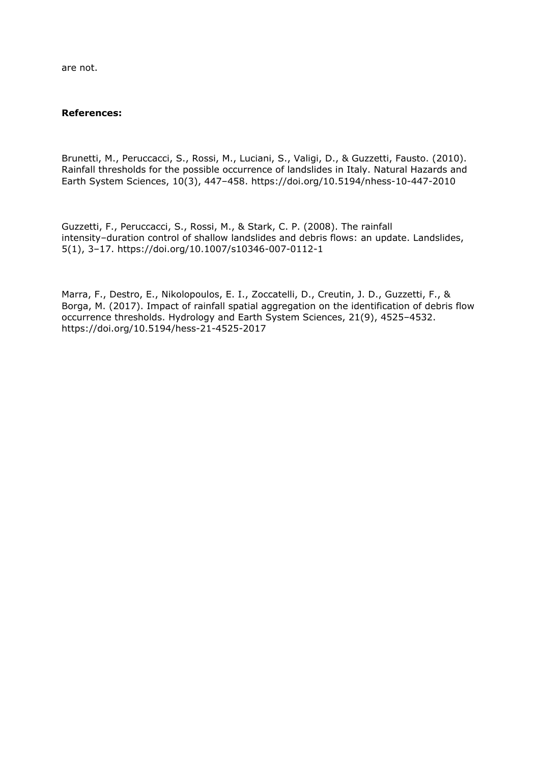are not.

**References:**

Brunetti, M., Peruccacci, S., Rossi, M., Luciani, S., Valigi, D., & Guzzetti, Fausto. (2010). Rainfall thresholds for the possible occurrence of landslides in Italy. Natural Hazards and Earth System Sciences, 10(3), 447–458. https://doi.org/10.5194/nhess-10-447-2010

Guzzetti, F., Peruccacci, S., Rossi, M., & Stark, C. P. (2008). The rainfall intensity–duration control of shallow landslides and debris flows: an update. Landslides, 5(1), 3–17. https://doi.org/10.1007/s10346-007-0112-1

Marra, F., Destro, E., Nikolopoulos, E. I., Zoccatelli, D., Creutin, J. D., Guzzetti, F., & Borga, M. (2017). Impact of rainfall spatial aggregation on the identification of debris flow occurrence thresholds. Hydrology and Earth System Sciences, 21(9), 4525–4532. https://doi.org/10.5194/hess-21-4525-2017